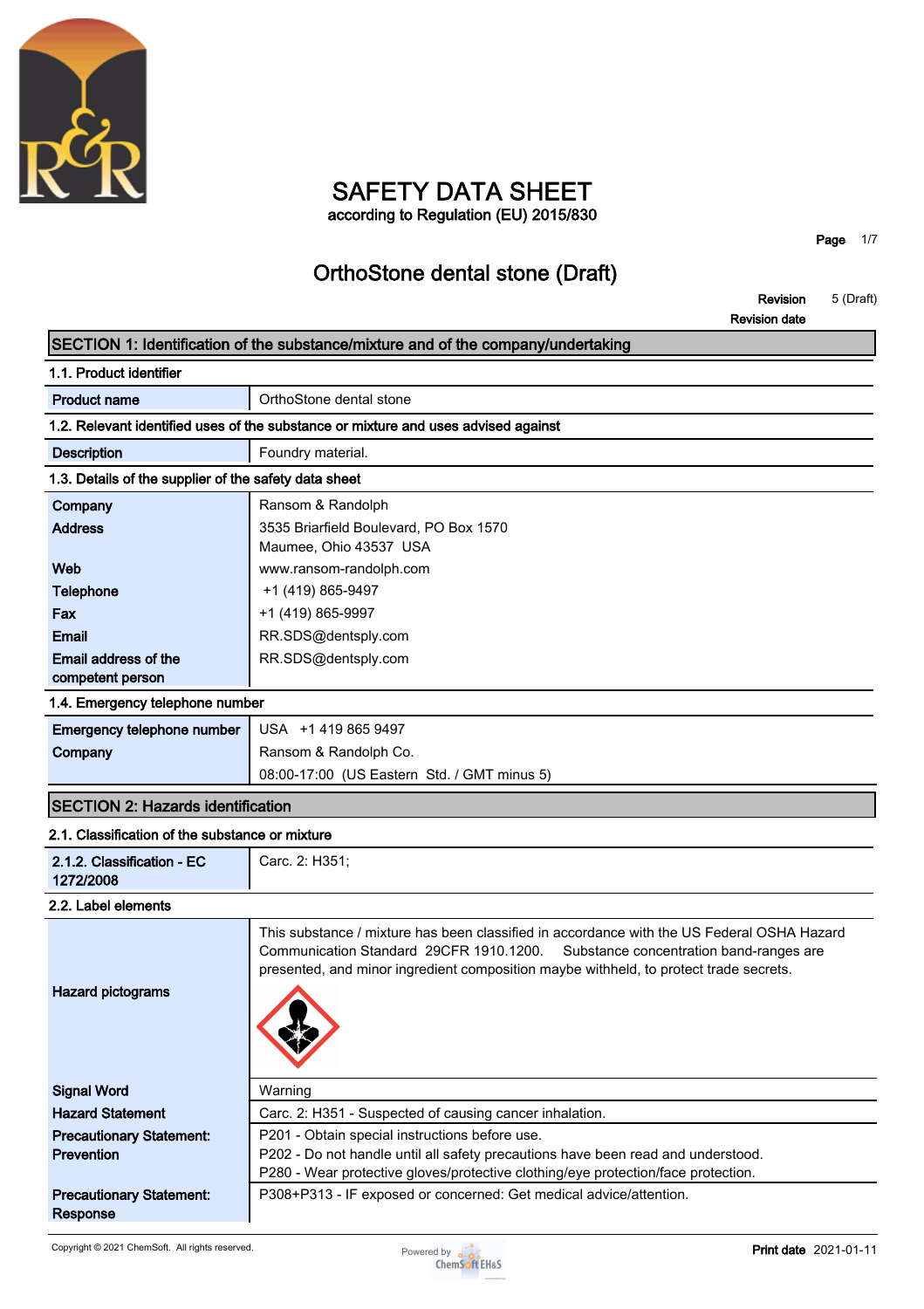# SAFETY DATA SHEET

according to Regulation (EU) 2015/830

## OrthoStone dental stone (Draft)

**Revision** 5 (Draft)

**Revision date**

## SECTION 1: Identification of the substance/mixture and of the company/undertaking

### 1.1. Product identifier

| | |
|---|---|
| **Product name** | OrthoStone dental stone |

### 1.2. Relevant identified uses of the substance or mixture and uses advised against

| | |
|---|---|
| **Description** | Foundry material. |

### 1.3. Details of the supplier of the safety data sheet

| | |
|---|---|
| **Company** | Ransom & Randolph |
| **Address** | 3535 Briarfield Boulevard, PO Box 1570<br>Maumee, Ohio 43537 USA |
| **Web** | www.ransom-randolph.com |
| **Telephone** | +1 (419) 865-9497 |
| **Fax** | +1 (419) 865-9997 |
| **Email** | RR.SDS@dentsply.com |
| **Email address of the competent person** | RR.SDS@dentsply.com |

### 1.4. Emergency telephone number

| | |
|---|---|
| **Emergency telephone number** | USA +1 419 865 9497 |
| **Company** | Ransom & Randolph Co. |
| | 08:00-17:00 (US Eastern Std. / GMT minus 5) |

## SECTION 2: Hazards identification

### 2.1. Classification of the substance or mixture

| | |
|---|---|
| **2.1.2. Classification - EC 1272/2008** | Carc. 2: H351; |

### 2.2. Label elements

| | |
|---|---|
| **Hazard pictograms** | This substance / mixture has been classified in accordance with the US Federal OSHA Hazard Communication Standard 29CFR 1910.1200. Substance concentration band-ranges are presented, and minor ingredient composition maybe withheld, to protect trade secrets. |
| **Signal Word** | Warning |
| **Hazard Statement** | Carc. 2: H351 - Suspected of causing cancer inhalation. |
| **Precautionary Statement: Prevention** | P201 - Obtain special instructions before use.<br>P202 - Do not handle until all safety precautions have been read and understood.<br>P280 - Wear protective gloves/protective clothing/eye protection/face protection. |
| **Precautionary Statement: Response** | P308+P313 - IF exposed or concerned: Get medical advice/attention. |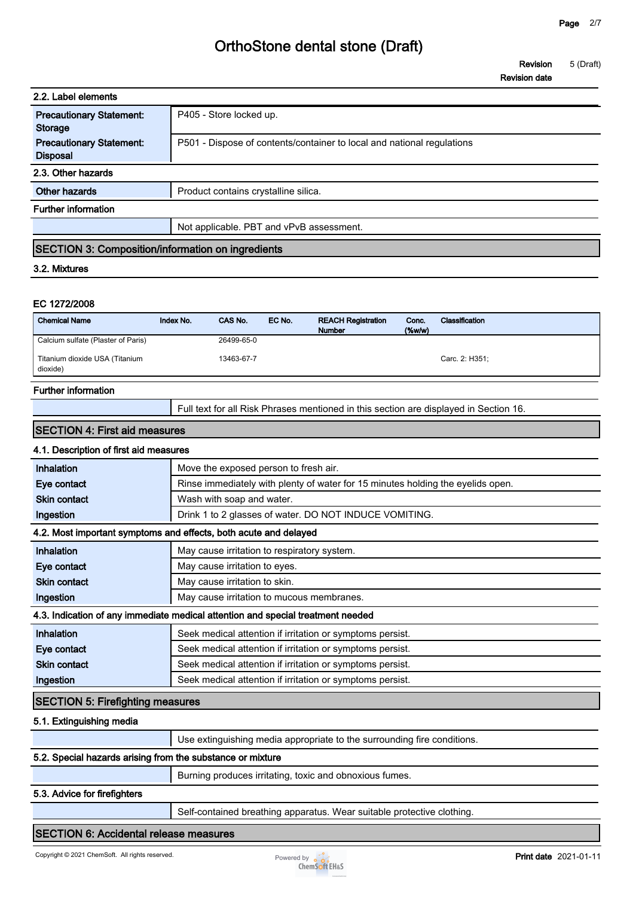### 2.2. Label elements

| | |
|---|---|
| **Precautionary Statement: Storage** | P405 - Store locked up. |
| **Precautionary Statement: Disposal** | P501 - Dispose of contents/container to local and national regulations |

### 2.3. Other hazards

| | |
|---|---|
| **Other hazards** | Product contains crystalline silica. |

**Further information**

| | |
|---|---|
| | Not applicable. PBT and vPvB assessment. |

## SECTION 3: Composition/information on ingredients

### 3.2. Mixtures

**EC 1272/2008**

| Chemical Name | Index No. | CAS No. | EC No. | REACH Registration Number | Conc. (%w/w) | Classification |
|---|---|---|---|---|---|---|
| Calcium sulfate (Plaster of Paris) | | 26499-65-0 | | | | |
| Titanium dioxide USA (Titanium dioxide) | | 13463-67-7 | | | | Carc. 2: H351; |

**Further information**

| | |
|---|---|
| | Full text for all Risk Phrases mentioned in this section are displayed in Section 16. |

## SECTION 4: First aid measures

### 4.1. Description of first aid measures

| | |
|---|---|
| **Inhalation** | Move the exposed person to fresh air. |
| **Eye contact** | Rinse immediately with plenty of water for 15 minutes holding the eyelids open. |
| **Skin contact** | Wash with soap and water. |
| **Ingestion** | Drink 1 to 2 glasses of water. DO NOT INDUCE VOMITING. |

### 4.2. Most important symptoms and effects, both acute and delayed

| | |
|---|---|
| **Inhalation** | May cause irritation to respiratory system. |
| **Eye contact** | May cause irritation to eyes. |
| **Skin contact** | May cause irritation to skin. |
| **Ingestion** | May cause irritation to mucous membranes. |

### 4.3. Indication of any immediate medical attention and special treatment needed

| | |
|---|---|
| **Inhalation** | Seek medical attention if irritation or symptoms persist. |
| **Eye contact** | Seek medical attention if irritation or symptoms persist. |
| **Skin contact** | Seek medical attention if irritation or symptoms persist. |
| **Ingestion** | Seek medical attention if irritation or symptoms persist. |

## SECTION 5: Firefighting measures

### 5.1. Extinguishing media

| | |
|---|---|
| | Use extinguishing media appropriate to the surrounding fire conditions. |

### 5.2. Special hazards arising from the substance or mixture

| | |
|---|---|
| | Burning produces irritating, toxic and obnoxious fumes. |

### 5.3. Advice for firefighters

| | |
|---|---|
| | Self-contained breathing apparatus. Wear suitable protective clothing. |

## SECTION 6: Accidental release measures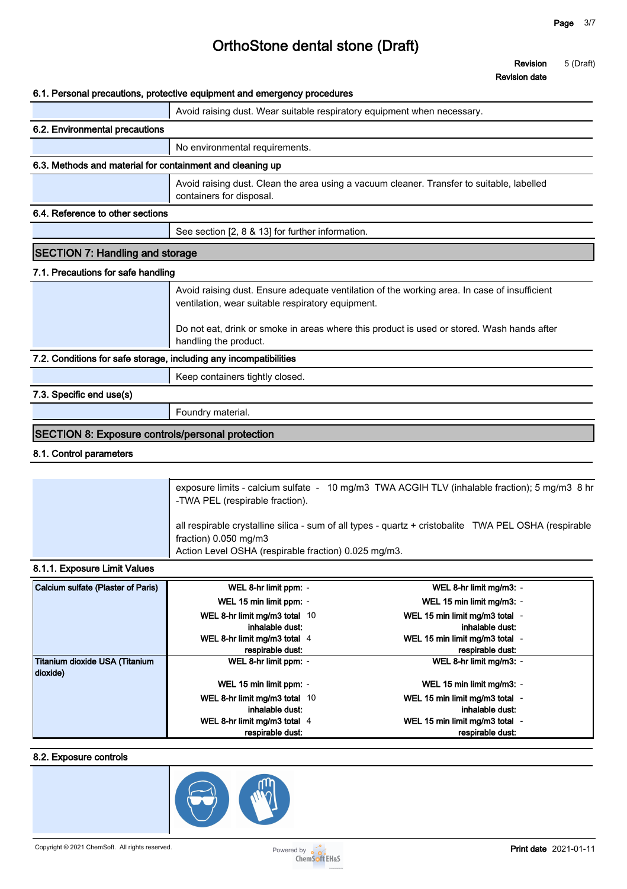### 6.1. Personal precautions, protective equipment and emergency procedures

Avoid raising dust. Wear suitable respiratory equipment when necessary.

### 6.2. Environmental precautions

No environmental requirements.

### 6.3. Methods and material for containment and cleaning up

Avoid raising dust. Clean the area using a vacuum cleaner. Transfer to suitable, labelled containers for disposal.

### 6.4. Reference to other sections

See section [2, 8 & 13] for further information.

## SECTION 7: Handling and storage

### 7.1. Precautions for safe handling

Avoid raising dust. Ensure adequate ventilation of the working area. In case of insufficient ventilation, wear suitable respiratory equipment.

Do not eat, drink or smoke in areas where this product is used or stored. Wash hands after handling the product.

### 7.2. Conditions for safe storage, including any incompatibilities

Keep containers tightly closed.

### 7.3. Specific end use(s)

Foundry material.

## SECTION 8: Exposure controls/personal protection

### 8.1. Control parameters

exposure limits - calcium sulfate - 10 mg/m3 TWA ACGIH TLV (inhalable fraction); 5 mg/m3 8 hr -TWA PEL (respirable fraction).

all respirable crystalline silica - sum of all types - quartz + cristobalite TWA PEL OSHA (respirable fraction) 0.050 mg/m3
Action Level OSHA (respirable fraction) 0.025 mg/m3.

### 8.1.1. Exposure Limit Values

| Substance | Limit | Value | Limit | Value |
|---|---|---|---|---|
| Calcium sulfate (Plaster of Paris) | WEL 8-hr limit ppm: | - | WEL 8-hr limit mg/m3: | - |
| | WEL 15 min limit ppm: | - | WEL 15 min limit mg/m3: | - |
| | WEL 8-hr limit mg/m3 total inhalable dust: | 10 | WEL 15 min limit mg/m3 total inhalable dust: | - |
| | WEL 8-hr limit mg/m3 total respirable dust: | 4 | WEL 15 min limit mg/m3 total respirable dust: | - |
| Titanium dioxide USA (Titanium dioxide) | WEL 8-hr limit ppm: | - | WEL 8-hr limit mg/m3: | - |
| | WEL 15 min limit ppm: | - | WEL 15 min limit mg/m3: | - |
| | WEL 8-hr limit mg/m3 total inhalable dust: | 10 | WEL 15 min limit mg/m3 total inhalable dust: | - |
| | WEL 8-hr limit mg/m3 total respirable dust: | 4 | WEL 15 min limit mg/m3 total respirable dust: | - |

### 8.2. Exposure controls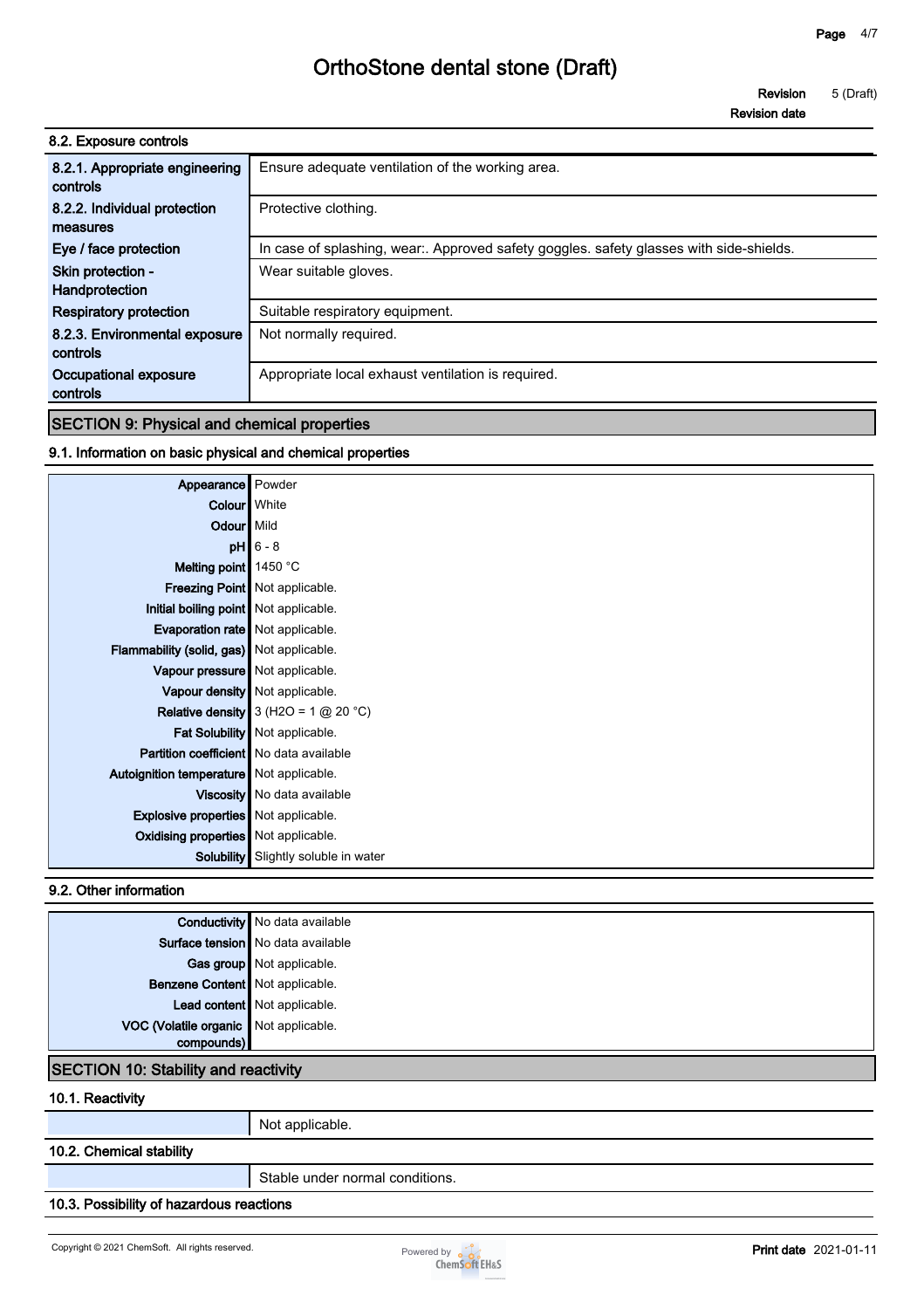### 8.2. Exposure controls

| | |
|---|---|
| 8.2.1. Appropriate engineering controls | Ensure adequate ventilation of the working area. |
| 8.2.2. Individual protection measures | Protective clothing. |
| Eye / face protection | In case of splashing, wear:. Approved safety goggles. safety glasses with side-shields. |
| Skin protection - Handprotection | Wear suitable gloves. |
| Respiratory protection | Suitable respiratory equipment. |
| 8.2.3. Environmental exposure controls | Not normally required. |
| Occupational exposure controls | Appropriate local exhaust ventilation is required. |

## SECTION 9: Physical and chemical properties

### 9.1. Information on basic physical and chemical properties

| | |
|---|---|
| Appearance | Powder |
| Colour | White |
| Odour | Mild |
| pH | 6 - 8 |
| Melting point | 1450 °C |
| Freezing Point | Not applicable. |
| Initial boiling point | Not applicable. |
| Evaporation rate | Not applicable. |
| Flammability (solid, gas) | Not applicable. |
| Vapour pressure | Not applicable. |
| Vapour density | Not applicable. |
| Relative density | 3 ($H_2O$ = 1 @ 20 °C) |
| Fat Solubility | Not applicable. |
| Partition coefficient | No data available |
| Autoignition temperature | Not applicable. |
| Viscosity | No data available |
| Explosive properties | Not applicable. |
| Oxidising properties | Not applicable. |
| Solubility | Slightly soluble in water |

### 9.2. Other information

| | |
|---|---|
| Conductivity | No data available |
| Surface tension | No data available |
| Gas group | Not applicable. |
| Benzene Content | Not applicable. |
| Lead content | Not applicable. |
| VOC (Volatile organic compounds) | Not applicable. |

## SECTION 10: Stability and reactivity

### 10.1. Reactivity

Not applicable.

### 10.2. Chemical stability

Stable under normal conditions.

### 10.3. Possibility of hazardous reactions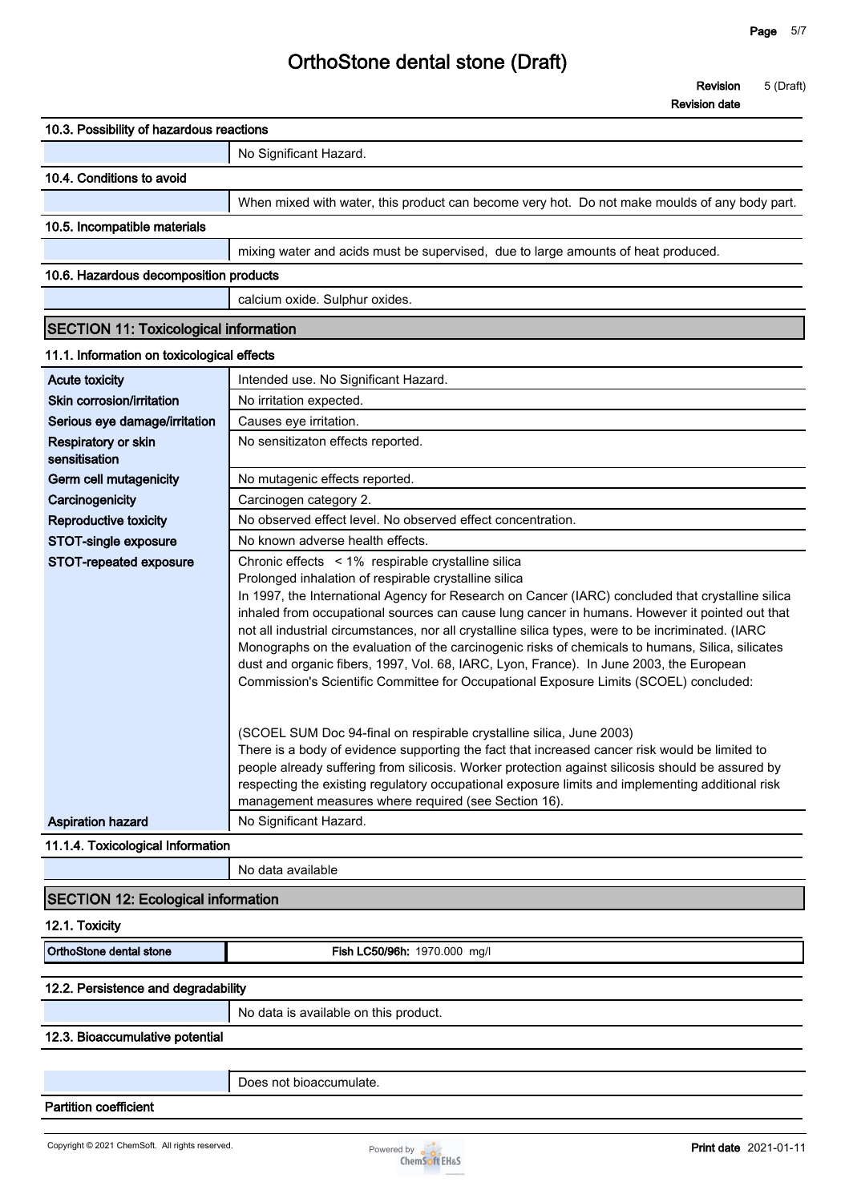### 10.3. Possibility of hazardous reactions

| | |
|---|---|
| | No Significant Hazard. |

### 10.4. Conditions to avoid

| | |
|---|---|
| | When mixed with water, this product can become very hot. Do not make moulds of any body part. |

### 10.5. Incompatible materials

| | |
|---|---|
| | mixing water and acids must be supervised, due to large amounts of heat produced. |

### 10.6. Hazardous decomposition products

| | |
|---|---|
| | calcium oxide. Sulphur oxides. |

## SECTION 11: Toxicological information

### 11.1. Information on toxicological effects

| | |
|---|---|
| **Acute toxicity** | Intended use. No Significant Hazard. |
| **Skin corrosion/irritation** | No irritation expected. |
| **Serious eye damage/irritation** | Causes eye irritation. |
| **Respiratory or skin sensitisation** | No sensitizaton effects reported. |
| **Germ cell mutagenicity** | No mutagenic effects reported. |
| **Carcinogenicity** | Carcinogen category 2. |
| **Reproductive toxicity** | No observed effect level. No observed effect concentration. |
| **STOT-single exposure** | No known adverse health effects. |
| **STOT-repeated exposure** | Chronic effects < 1% respirable crystalline silica<br>Prolonged inhalation of respirable crystalline silica<br>In 1997, the International Agency for Research on Cancer (IARC) concluded that crystalline silica inhaled from occupational sources can cause lung cancer in humans. However it pointed out that not all industrial circumstances, nor all crystalline silica types, were to be incriminated. (IARC Monographs on the evaluation of the carcinogenic risks of chemicals to humans, Silica, silicates dust and organic fibers, 1997, Vol. 68, IARC, Lyon, France). In June 2003, the European Commission's Scientific Committee for Occupational Exposure Limits (SCOEL) concluded:<br><br>(SCOEL SUM Doc 94-final on respirable crystalline silica, June 2003)<br>There is a body of evidence supporting the fact that increased cancer risk would be limited to people already suffering from silicosis. Worker protection against silicosis should be assured by respecting the existing regulatory occupational exposure limits and implementing additional risk management measures where required (see Section 16). |
| **Aspiration hazard** | No Significant Hazard. |

### 11.1.4. Toxicological Information

| | |
|---|---|
| | No data available |

## SECTION 12: Ecological information

### 12.1. Toxicity

| | |
|---|---|
| OrthoStone dental stone | **Fish LC50/96h:** 1970.000 mg/l |

### 12.2. Persistence and degradability

| | |
|---|---|
| | No data is available on this product. |

### 12.3. Bioaccumulative potential

| | |
|---|---|
| | Does not bioaccumulate. |

**Partition coefficient**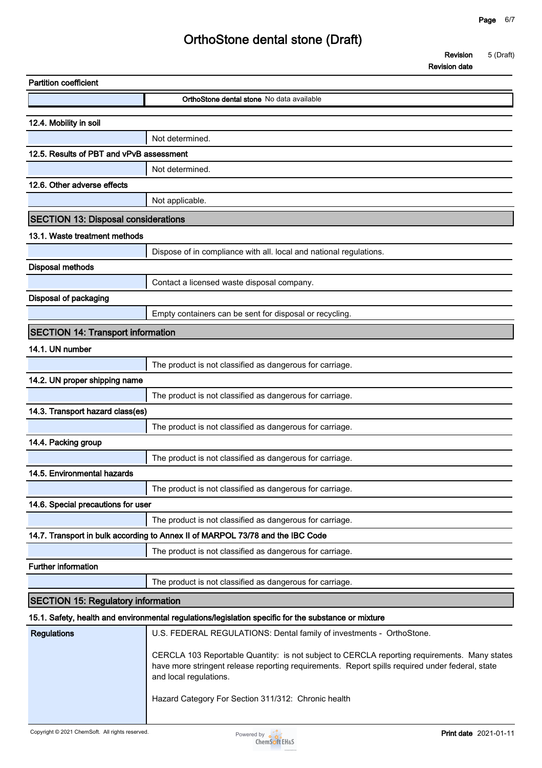**Partition coefficient**

| | |
|---|---|
| | **OrthoStone dental stone** No data available |

**12.4. Mobility in soil**

Not determined.

**12.5. Results of PBT and vPvB assessment**

Not determined.

**12.6. Other adverse effects**

Not applicable.

## SECTION 13: Disposal considerations

**13.1. Waste treatment methods**

Dispose of in compliance with all. local and national regulations.

**Disposal methods**

Contact a licensed waste disposal company.

**Disposal of packaging**

Empty containers can be sent for disposal or recycling.

## SECTION 14: Transport information

**14.1. UN number**

The product is not classified as dangerous for carriage.

**14.2. UN proper shipping name**

The product is not classified as dangerous for carriage.

**14.3. Transport hazard class(es)**

The product is not classified as dangerous for carriage.

**14.4. Packing group**

The product is not classified as dangerous for carriage.

**14.5. Environmental hazards**

The product is not classified as dangerous for carriage.

**14.6. Special precautions for user**

The product is not classified as dangerous for carriage.

**14.7. Transport in bulk according to Annex II of MARPOL 73/78 and the IBC Code**

The product is not classified as dangerous for carriage.

**Further information**

The product is not classified as dangerous for carriage.

## SECTION 15: Regulatory information

**15.1. Safety, health and environmental regulations/legislation specific for the substance or mixture**

**Regulations**

U.S. FEDERAL REGULATIONS: Dental family of investments - OrthoStone.

CERCLA 103 Reportable Quantity: is not subject to CERCLA reporting requirements. Many states have more stringent release reporting requirements. Report spills required under federal, state and local regulations.

Hazard Category For Section 311/312: Chronic health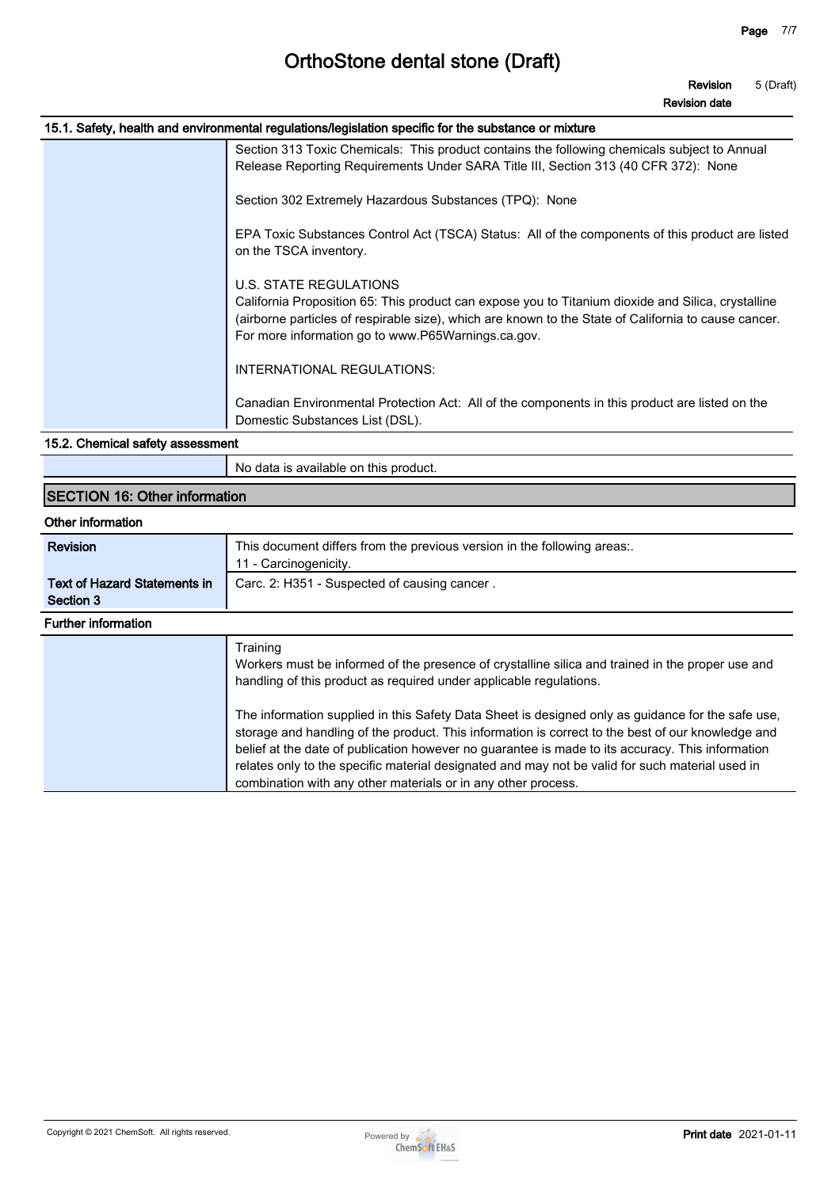### 15.1. Safety, health and environmental regulations/legislation specific for the substance or mixture

| | |
|---|---|
| | Section 313 Toxic Chemicals: This product contains the following chemicals subject to Annual Release Reporting Requirements Under SARA Title III, Section 313 (40 CFR 372): None<br><br>Section 302 Extremely Hazardous Substances (TPQ): None<br><br>EPA Toxic Substances Control Act (TSCA) Status: All of the components of this product are listed on the TSCA inventory.<br><br>U.S. STATE REGULATIONS<br>California Proposition 65: This product can expose you to Titanium dioxide and Silica, crystalline (airborne particles of respirable size), which are known to the State of California to cause cancer. For more information go to www.P65Warnings.ca.gov.<br><br>INTERNATIONAL REGULATIONS:<br><br>Canadian Environmental Protection Act: All of the components in this product are listed on the Domestic Substances List (DSL). |

### 15.2. Chemical safety assessment

| | |
|---|---|
| | No data is available on this product. |

## SECTION 16: Other information

### Other information

| | |
|---|---|
| **Revision** | This document differs from the previous version in the following areas:.<br>11 - Carcinogenicity. |
| **Text of Hazard Statements in Section 3** | Carc. 2: H351 - Suspected of causing cancer . |

### Further information

| | |
|---|---|
| | Training<br>Workers must be informed of the presence of crystalline silica and trained in the proper use and handling of this product as required under applicable regulations.<br><br>The information supplied in this Safety Data Sheet is designed only as guidance for the safe use, storage and handling of the product. This information is correct to the best of our knowledge and belief at the date of publication however no guarantee is made to its accuracy. This information relates only to the specific material designated and may not be valid for such material used in combination with any other materials or in any other process. |